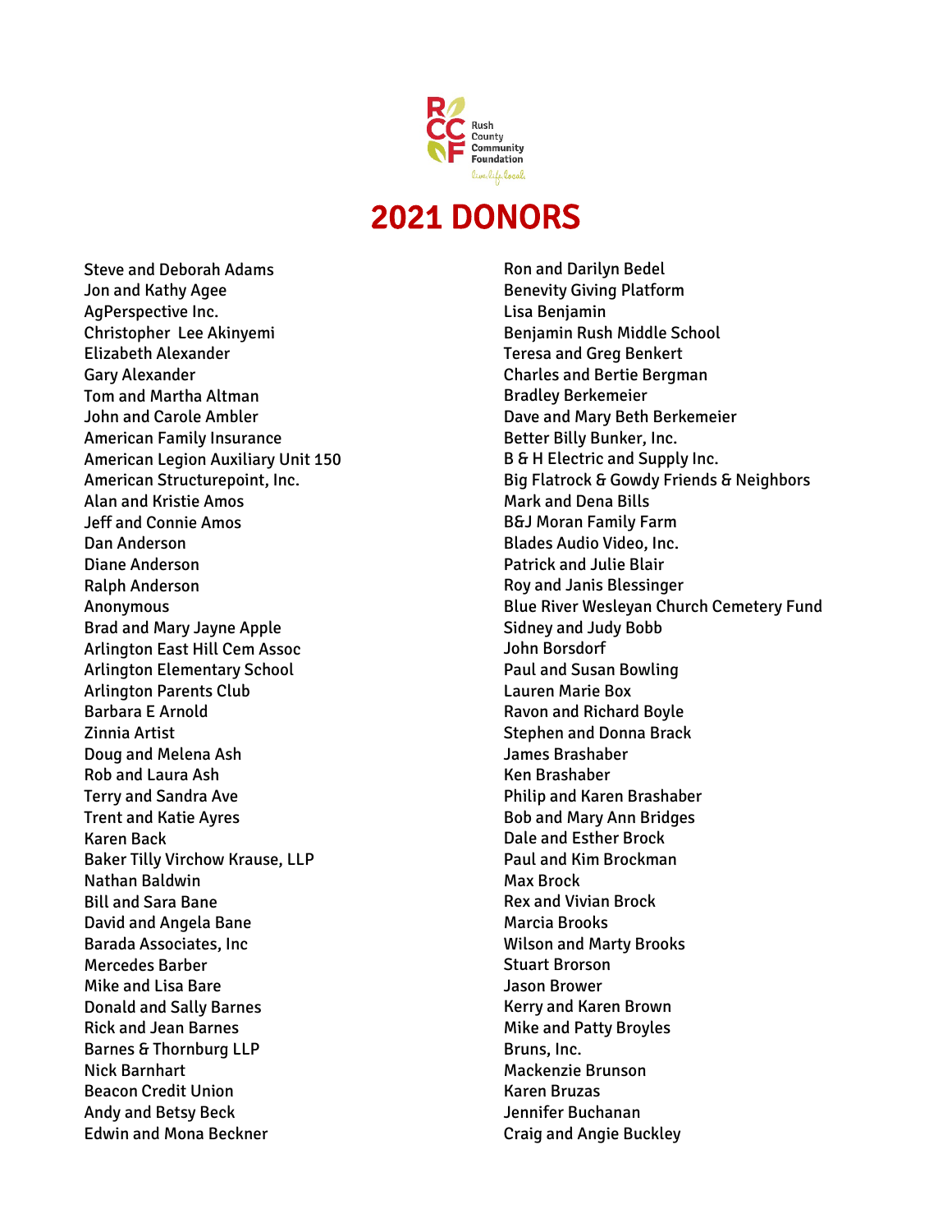Rush County Community Foundation

live.life.local.

# 2021 DONORS

Steve and Deborah Adams
Jon and Kathy Agee
AgPerspective Inc.
Christopher  Lee Akinyemi
Elizabeth Alexander
Gary Alexander
Tom and Martha Altman
John and Carole Ambler
American Family Insurance
American Legion Auxiliary Unit 150
American Structurepoint, Inc.
Alan and Kristie Amos
Jeff and Connie Amos
Dan Anderson
Diane Anderson
Ralph Anderson
Anonymous
Brad and Mary Jayne Apple
Arlington East Hill Cem Assoc
Arlington Elementary School
Arlington Parents Club
Barbara E Arnold
Zinnia Artist
Doug and Melena Ash
Rob and Laura Ash
Terry and Sandra Ave
Trent and Katie Ayres
Karen Back
Baker Tilly Virchow Krause, LLP
Nathan Baldwin
Bill and Sara Bane
David and Angela Bane
Barada Associates, Inc
Mercedes Barber
Mike and Lisa Bare
Donald and Sally Barnes
Rick and Jean Barnes
Barnes & Thornburg LLP
Nick Barnhart
Beacon Credit Union
Andy and Betsy Beck
Edwin and Mona Beckner
Ron and Darilyn Bedel
Benevity Giving Platform
Lisa Benjamin
Benjamin Rush Middle School
Teresa and Greg Benkert
Charles and Bertie Bergman
Bradley Berkemeier
Dave and Mary Beth Berkemeier
Better Billy Bunker, Inc.
B & H Electric and Supply Inc.
Big Flatrock & Gowdy Friends & Neighbors
Mark and Dena Bills
B&J Moran Family Farm
Blades Audio Video, Inc.
Patrick and Julie Blair
Roy and Janis Blessinger
Blue River Wesleyan Church Cemetery Fund
Sidney and Judy Bobb
John Borsdorf
Paul and Susan Bowling
Lauren Marie Box
Ravon and Richard Boyle
Stephen and Donna Brack
James Brashaber
Ken Brashaber
Philip and Karen Brashaber
Bob and Mary Ann Bridges
Dale and Esther Brock
Paul and Kim Brockman
Max Brock
Rex and Vivian Brock
Marcia Brooks
Wilson and Marty Brooks
Stuart Brorson
Jason Brower
Kerry and Karen Brown
Mike and Patty Broyles
Bruns, Inc.
Mackenzie Brunson
Karen Bruzas
Jennifer Buchanan
Craig and Angie Buckley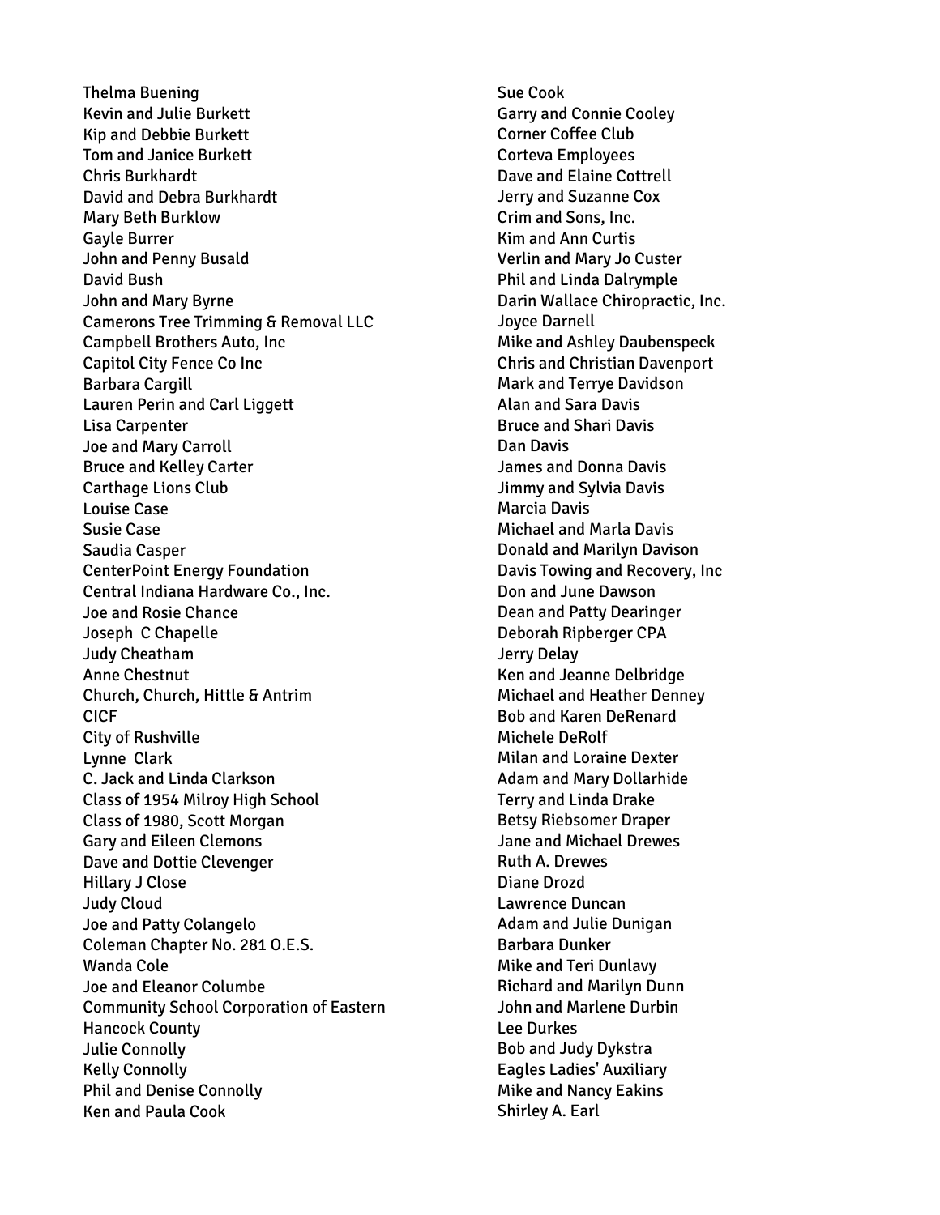Thelma Buening
Kevin and Julie Burkett
Kip and Debbie Burkett
Tom and Janice Burkett
Chris Burkhardt
David and Debra Burkhardt
Mary Beth Burklow
Gayle Burrer
John and Penny Busald
David Bush
John and Mary Byrne
Camerons Tree Trimming & Removal LLC
Campbell Brothers Auto, Inc
Capitol City Fence Co Inc
Barbara Cargill
Lauren Perin and Carl Liggett
Lisa Carpenter
Joe and Mary Carroll
Bruce and Kelley Carter
Carthage Lions Club
Louise Case
Susie Case
Saudia Casper
CenterPoint Energy Foundation
Central Indiana Hardware Co., Inc.
Joe and Rosie Chance
Joseph C Chapelle
Judy Cheatham
Anne Chestnut
Church, Church, Hittle & Antrim
CICF
City of Rushville
Lynne Clark
C. Jack and Linda Clarkson
Class of 1954 Milroy High School
Class of 1980, Scott Morgan
Gary and Eileen Clemons
Dave and Dottie Clevenger
Hillary J Close
Judy Cloud
Joe and Patty Colangelo
Coleman Chapter No. 281 O.E.S.
Wanda Cole
Joe and Eleanor Columbe
Community School Corporation of Eastern Hancock County
Julie Connolly
Kelly Connolly
Phil and Denise Connolly
Ken and Paula Cook
Sue Cook
Garry and Connie Cooley
Corner Coffee Club
Corteva Employees
Dave and Elaine Cottrell
Jerry and Suzanne Cox
Crim and Sons, Inc.
Kim and Ann Curtis
Verlin and Mary Jo Custer
Phil and Linda Dalrymple
Darin Wallace Chiropractic, Inc.
Joyce Darnell
Mike and Ashley Daubenspeck
Chris and Christian Davenport
Mark and Terrye Davidson
Alan and Sara Davis
Bruce and Shari Davis
Dan Davis
James and Donna Davis
Jimmy and Sylvia Davis
Marcia Davis
Michael and Marla Davis
Donald and Marilyn Davison
Davis Towing and Recovery, Inc
Don and June Dawson
Dean and Patty Dearinger
Deborah Ripberger CPA
Jerry Delay
Ken and Jeanne Delbridge
Michael and Heather Denney
Bob and Karen DeRenard
Michele DeRolf
Milan and Loraine Dexter
Adam and Mary Dollarhide
Terry and Linda Drake
Betsy Riebsomer Draper
Jane and Michael Drewes
Ruth A. Drewes
Diane Drozd
Lawrence Duncan
Adam and Julie Dunigan
Barbara Dunker
Mike and Teri Dunlavy
Richard and Marilyn Dunn
John and Marlene Durbin
Lee Durkes
Bob and Judy Dykstra
Eagles Ladies' Auxiliary
Mike and Nancy Eakins
Shirley A. Earl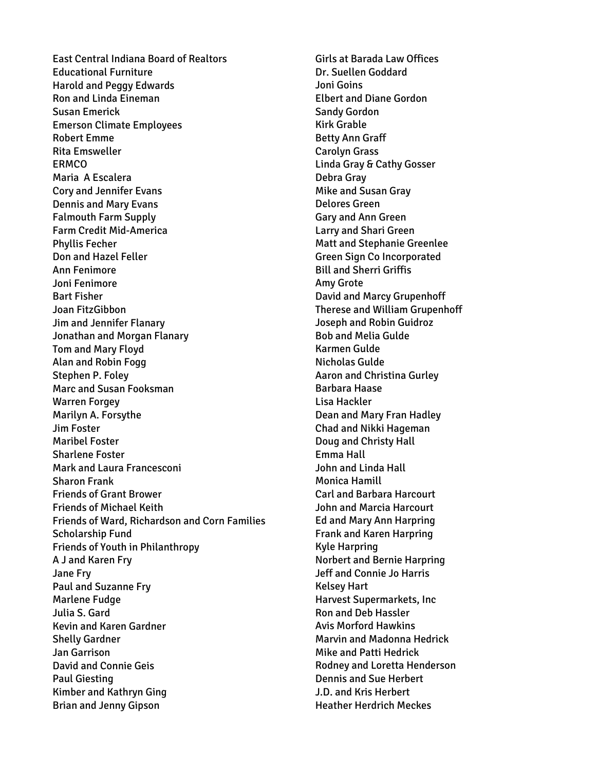East Central Indiana Board of Realtors
Educational Furniture
Harold and Peggy Edwards
Ron and Linda Eineman
Susan Emerick
Emerson Climate Employees
Robert Emme
Rita Emsweller
ERMCO
Maria A Escalera
Cory and Jennifer Evans
Dennis and Mary Evans
Falmouth Farm Supply
Farm Credit Mid-America
Phyllis Fecher
Don and Hazel Feller
Ann Fenimore
Joni Fenimore
Bart Fisher
Joan FitzGibbon
Jim and Jennifer Flanary
Jonathan and Morgan Flanary
Tom and Mary Floyd
Alan and Robin Fogg
Stephen P. Foley
Marc and Susan Fooksman
Warren Forgey
Marilyn A. Forsythe
Jim Foster
Maribel Foster
Sharlene Foster
Mark and Laura Francesconi
Sharon Frank
Friends of Grant Brower
Friends of Michael Keith
Friends of Ward, Richardson and Corn Families Scholarship Fund
Friends of Youth in Philanthropy
A J and Karen Fry
Jane Fry
Paul and Suzanne Fry
Marlene Fudge
Julia S. Gard
Kevin and Karen Gardner
Shelly Gardner
Jan Garrison
David and Connie Geis
Paul Giesting
Kimber and Kathryn Ging
Brian and Jenny Gipson
Girls at Barada Law Offices
Dr. Suellen Goddard
Joni Goins
Elbert and Diane Gordon
Sandy Gordon
Kirk Grable
Betty Ann Graff
Carolyn Grass
Linda Gray & Cathy Gosser
Debra Gray
Mike and Susan Gray
Delores Green
Gary and Ann Green
Larry and Shari Green
Matt and Stephanie Greenlee
Green Sign Co Incorporated
Bill and Sherri Griffis
Amy Grote
David and Marcy Grupenhoff
Therese and William Grupenhoff
Joseph and Robin Guidroz
Bob and Melia Gulde
Karmen Gulde
Nicholas Gulde
Aaron and Christina Gurley
Barbara Haase
Lisa Hackler
Dean and Mary Fran Hadley
Chad and Nikki Hageman
Doug and Christy Hall
Emma Hall
John and Linda Hall
Monica Hamill
Carl and Barbara Harcourt
John and Marcia Harcourt
Ed and Mary Ann Harpring
Frank and Karen Harpring
Kyle Harpring
Norbert and Bernie Harpring
Jeff and Connie Jo Harris
Kelsey Hart
Harvest Supermarkets, Inc
Ron and Deb Hassler
Avis Morford Hawkins
Marvin and Madonna Hedrick
Mike and Patti Hedrick
Rodney and Loretta Henderson
Dennis and Sue Herbert
J.D. and Kris Herbert
Heather Herdrich Meckes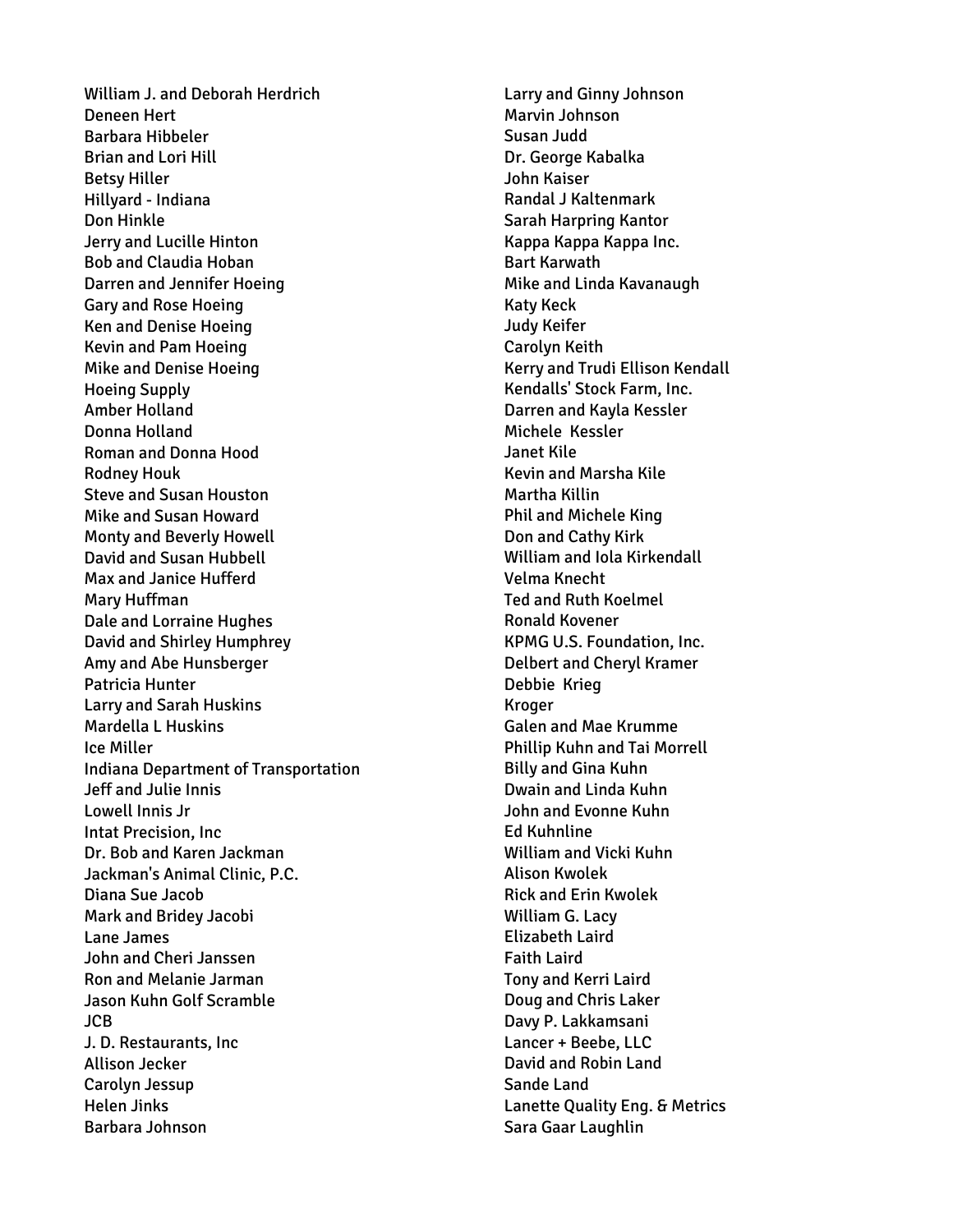William J. and Deborah Herdrich
Deneen Hert
Barbara Hibbeler
Brian and Lori Hill
Betsy Hiller
Hillyard - Indiana
Don Hinkle
Jerry and Lucille Hinton
Bob and Claudia Hoban
Darren and Jennifer Hoeing
Gary and Rose Hoeing
Ken and Denise Hoeing
Kevin and Pam Hoeing
Mike and Denise Hoeing
Hoeing Supply
Amber Holland
Donna Holland
Roman and Donna Hood
Rodney Houk
Steve and Susan Houston
Mike and Susan Howard
Monty and Beverly Howell
David and Susan Hubbell
Max and Janice Hufferd
Mary Huffman
Dale and Lorraine Hughes
David and Shirley Humphrey
Amy and Abe Hunsberger
Patricia Hunter
Larry and Sarah Huskins
Mardella L Huskins
Ice Miller
Indiana Department of Transportation
Jeff and Julie Innis
Lowell Innis Jr
Intat Precision, Inc
Dr. Bob and Karen Jackman
Jackman's Animal Clinic, P.C.
Diana Sue Jacob
Mark and Bridey Jacobi
Lane James
John and Cheri Janssen
Ron and Melanie Jarman
Jason Kuhn Golf Scramble
JCB
J. D. Restaurants, Inc
Allison Jecker
Carolyn Jessup
Helen Jinks
Barbara Johnson
Larry and Ginny Johnson
Marvin Johnson
Susan Judd
Dr. George Kabalka
John Kaiser
Randal J Kaltenmark
Sarah Harpring Kantor
Kappa Kappa Kappa Inc.
Bart Karwath
Mike and Linda Kavanaugh
Katy Keck
Judy Keifer
Carolyn Keith
Kerry and Trudi Ellison Kendall
Kendalls' Stock Farm, Inc.
Darren and Kayla Kessler
Michele Kessler
Janet Kile
Kevin and Marsha Kile
Martha Killin
Phil and Michele King
Don and Cathy Kirk
William and Iola Kirkendall
Velma Knecht
Ted and Ruth Koelmel
Ronald Kovener
KPMG U.S. Foundation, Inc.
Delbert and Cheryl Kramer
Debbie Krieg
Kroger
Galen and Mae Krumme
Phillip Kuhn and Tai Morrell
Billy and Gina Kuhn
Dwain and Linda Kuhn
John and Evonne Kuhn
Ed Kuhnline
William and Vicki Kuhn
Alison Kwolek
Rick and Erin Kwolek
William G. Lacy
Elizabeth Laird
Faith Laird
Tony and Kerri Laird
Doug and Chris Laker
Davy P. Lakkamsani
Lancer + Beebe, LLC
David and Robin Land
Sande Land
Lanette Quality Eng. & Metrics
Sara Gaar Laughlin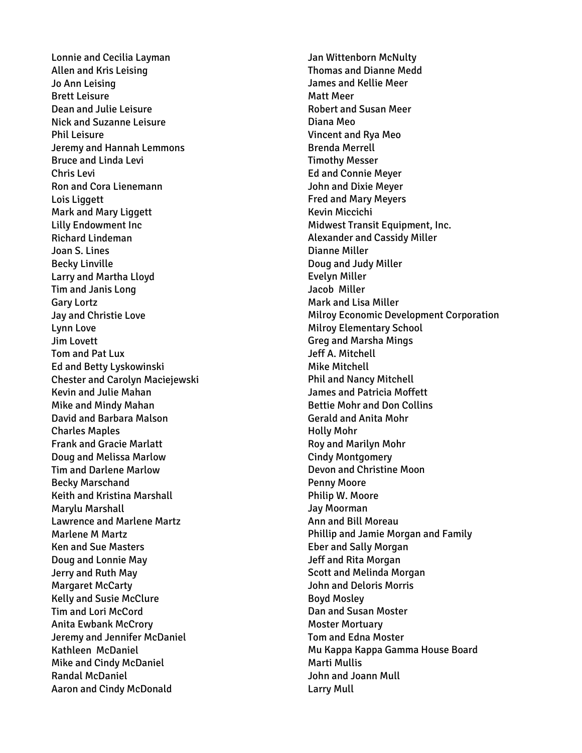Lonnie and Cecilia Layman
Allen and Kris Leising
Jo Ann Leising
Brett Leisure
Dean and Julie Leisure
Nick and Suzanne Leisure
Phil Leisure
Jeremy and Hannah Lemmons
Bruce and Linda Levi
Chris Levi
Ron and Cora Lienemann
Lois Liggett
Mark and Mary Liggett
Lilly Endowment Inc
Richard Lindeman
Joan S. Lines
Becky Linville
Larry and Martha Lloyd
Tim and Janis Long
Gary Lortz
Jay and Christie Love
Lynn Love
Jim Lovett
Tom and Pat Lux
Ed and Betty Lyskowinski
Chester and Carolyn Maciejewski
Kevin and Julie Mahan
Mike and Mindy Mahan
David and Barbara Malson
Charles Maples
Frank and Gracie Marlatt
Doug and Melissa Marlow
Tim and Darlene Marlow
Becky Marschand
Keith and Kristina Marshall
Marylu Marshall
Lawrence and Marlene Martz
Marlene M Martz
Ken and Sue Masters
Doug and Lonnie May
Jerry and Ruth May
Margaret McCarty
Kelly and Susie McClure
Tim and Lori McCord
Anita Ewbank McCrory
Jeremy and Jennifer McDaniel
Kathleen McDaniel
Mike and Cindy McDaniel
Randal McDaniel
Aaron and Cindy McDonald
Jan Wittenborn McNulty
Thomas and Dianne Medd
James and Kellie Meer
Matt Meer
Robert and Susan Meer
Diana Meo
Vincent and Rya Meo
Brenda Merrell
Timothy Messer
Ed and Connie Meyer
John and Dixie Meyer
Fred and Mary Meyers
Kevin Miccichi
Midwest Transit Equipment, Inc.
Alexander and Cassidy Miller
Dianne Miller
Doug and Judy Miller
Evelyn Miller
Jacob Miller
Mark and Lisa Miller
Milroy Economic Development Corporation
Milroy Elementary School
Greg and Marsha Mings
Jeff A. Mitchell
Mike Mitchell
Phil and Nancy Mitchell
James and Patricia Moffett
Bettie Mohr and Don Collins
Gerald and Anita Mohr
Holly Mohr
Roy and Marilyn Mohr
Cindy Montgomery
Devon and Christine Moon
Penny Moore
Philip W. Moore
Jay Moorman
Ann and Bill Moreau
Phillip and Jamie Morgan and Family
Eber and Sally Morgan
Jeff and Rita Morgan
Scott and Melinda Morgan
John and Deloris Morris
Boyd Mosley
Dan and Susan Moster
Moster Mortuary
Tom and Edna Moster
Mu Kappa Kappa Gamma House Board
Marti Mullis
John and Joann Mull
Larry Mull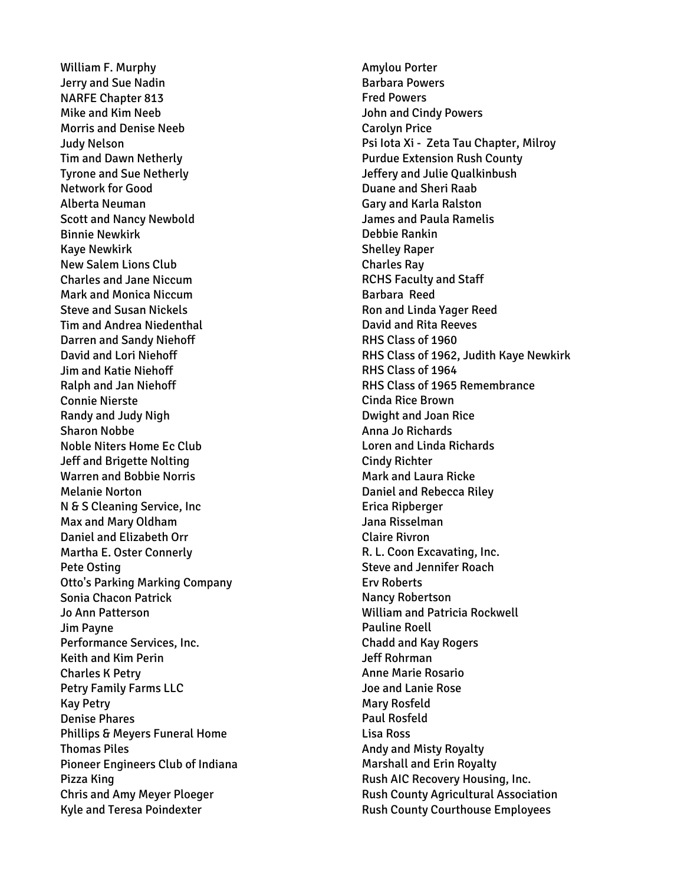William F. Murphy
Jerry and Sue Nadin
NARFE Chapter 813
Mike and Kim Neeb
Morris and Denise Neeb
Judy Nelson
Tim and Dawn Netherly
Tyrone and Sue Netherly
Network for Good
Alberta Neuman
Scott and Nancy Newbold
Binnie Newkirk
Kaye Newkirk
New Salem Lions Club
Charles and Jane Niccum
Mark and Monica Niccum
Steve and Susan Nickels
Tim and Andrea Niedenthal
Darren and Sandy Niehoff
David and Lori Niehoff
Jim and Katie Niehoff
Ralph and Jan Niehoff
Connie Nierste
Randy and Judy Nigh
Sharon Nobbe
Noble Niters Home Ec Club
Jeff and Brigette Nolting
Warren and Bobbie Norris
Melanie Norton
N & S Cleaning Service, Inc
Max and Mary Oldham
Daniel and Elizabeth Orr
Martha E. Oster Connerly
Pete Osting
Otto's Parking Marking Company
Sonia Chacon Patrick
Jo Ann Patterson
Jim Payne
Performance Services, Inc.
Keith and Kim Perin
Charles K Petry
Petry Family Farms LLC
Kay Petry
Denise Phares
Phillips & Meyers Funeral Home
Thomas Piles
Pioneer Engineers Club of Indiana
Pizza King
Chris and Amy Meyer Ploeger
Kyle and Teresa Poindexter
Amylou Porter
Barbara Powers
Fred Powers
John and Cindy Powers
Carolyn Price
Psi Iota Xi - Zeta Tau Chapter, Milroy
Purdue Extension Rush County
Jeffery and Julie Qualkinbush
Duane and Sheri Raab
Gary and Karla Ralston
James and Paula Ramelis
Debbie Rankin
Shelley Raper
Charles Ray
RCHS Faculty and Staff
Barbara Reed
Ron and Linda Yager Reed
David and Rita Reeves
RHS Class of 1960
RHS Class of 1962, Judith Kaye Newkirk
RHS Class of 1964
RHS Class of 1965 Remembrance
Cinda Rice Brown
Dwight and Joan Rice
Anna Jo Richards
Loren and Linda Richards
Cindy Richter
Mark and Laura Ricke
Daniel and Rebecca Riley
Erica Ripberger
Jana Risselman
Claire Rivron
R. L. Coon Excavating, Inc.
Steve and Jennifer Roach
Erv Roberts
Nancy Robertson
William and Patricia Rockwell
Pauline Roell
Chadd and Kay Rogers
Jeff Rohrman
Anne Marie Rosario
Joe and Lanie Rose
Mary Rosfeld
Paul Rosfeld
Lisa Ross
Andy and Misty Royalty
Marshall and Erin Royalty
Rush AIC Recovery Housing, Inc.
Rush County Agricultural Association
Rush County Courthouse Employees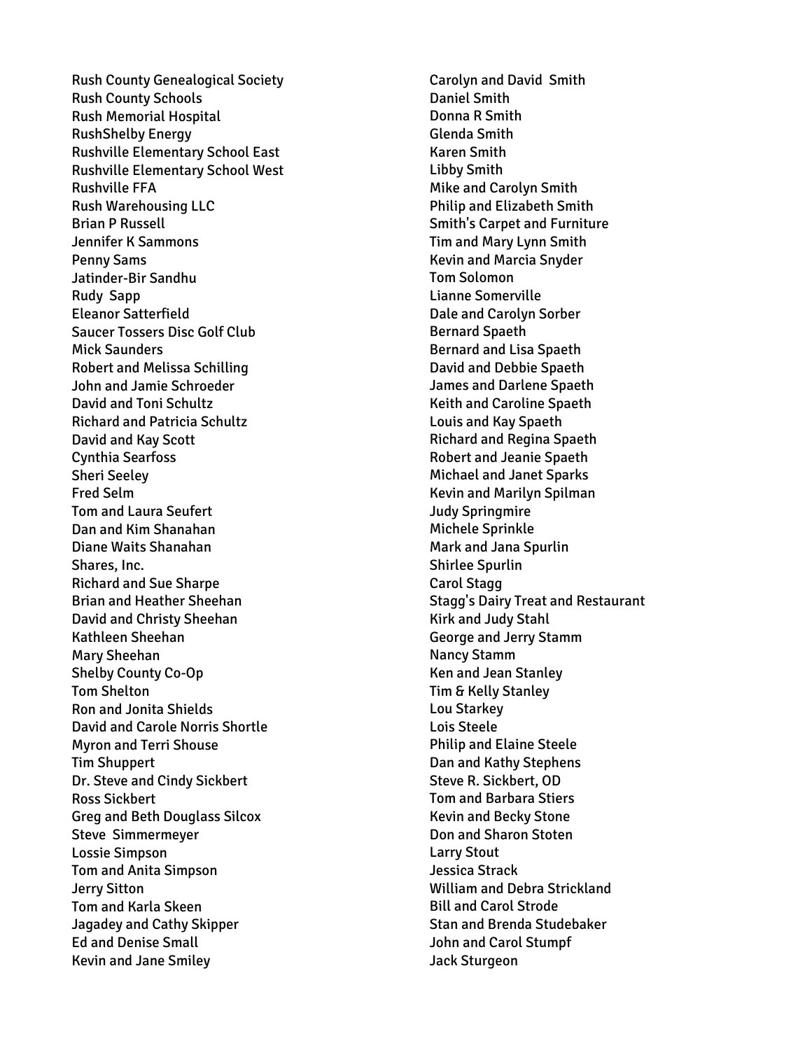Rush County Genealogical Society
Rush County Schools
Rush Memorial Hospital
RushShelby Energy
Rushville Elementary School East
Rushville Elementary School West
Rushville FFA
Rush Warehousing LLC
Brian P Russell
Jennifer K Sammons
Penny Sams
Jatinder-Bir Sandhu
Rudy Sapp
Eleanor Satterfield
Saucer Tossers Disc Golf Club
Mick Saunders
Robert and Melissa Schilling
John and Jamie Schroeder
David and Toni Schultz
Richard and Patricia Schultz
David and Kay Scott
Cynthia Searfoss
Sheri Seeley
Fred Selm
Tom and Laura Seufert
Dan and Kim Shanahan
Diane Waits Shanahan
Shares, Inc.
Richard and Sue Sharpe
Brian and Heather Sheehan
David and Christy Sheehan
Kathleen Sheehan
Mary Sheehan
Shelby County Co-Op
Tom Shelton
Ron and Jonita Shields
David and Carole Norris Shortle
Myron and Terri Shouse
Tim Shuppert
Dr. Steve and Cindy Sickbert
Ross Sickbert
Greg and Beth Douglass Silcox
Steve Simmermeyer
Lossie Simpson
Tom and Anita Simpson
Jerry Sitton
Tom and Karla Skeen
Jagadey and Cathy Skipper
Ed and Denise Small
Kevin and Jane Smiley
Carolyn and David Smith
Daniel Smith
Donna R Smith
Glenda Smith
Karen Smith
Libby Smith
Mike and Carolyn Smith
Philip and Elizabeth Smith
Smith's Carpet and Furniture
Tim and Mary Lynn Smith
Kevin and Marcia Snyder
Tom Solomon
Lianne Somerville
Dale and Carolyn Sorber
Bernard Spaeth
Bernard and Lisa Spaeth
David and Debbie Spaeth
James and Darlene Spaeth
Keith and Caroline Spaeth
Louis and Kay Spaeth
Richard and Regina Spaeth
Robert and Jeanie Spaeth
Michael and Janet Sparks
Kevin and Marilyn Spilman
Judy Springmire
Michele Sprinkle
Mark and Jana Spurlin
Shirlee Spurlin
Carol Stagg
Stagg's Dairy Treat and Restaurant
Kirk and Judy Stahl
George and Jerry Stamm
Nancy Stamm
Ken and Jean Stanley
Tim & Kelly Stanley
Lou Starkey
Lois Steele
Philip and Elaine Steele
Dan and Kathy Stephens
Steve R. Sickbert, OD
Tom and Barbara Stiers
Kevin and Becky Stone
Don and Sharon Stoten
Larry Stout
Jessica Strack
William and Debra Strickland
Bill and Carol Strode
Stan and Brenda Studebaker
John and Carol Stumpf
Jack Sturgeon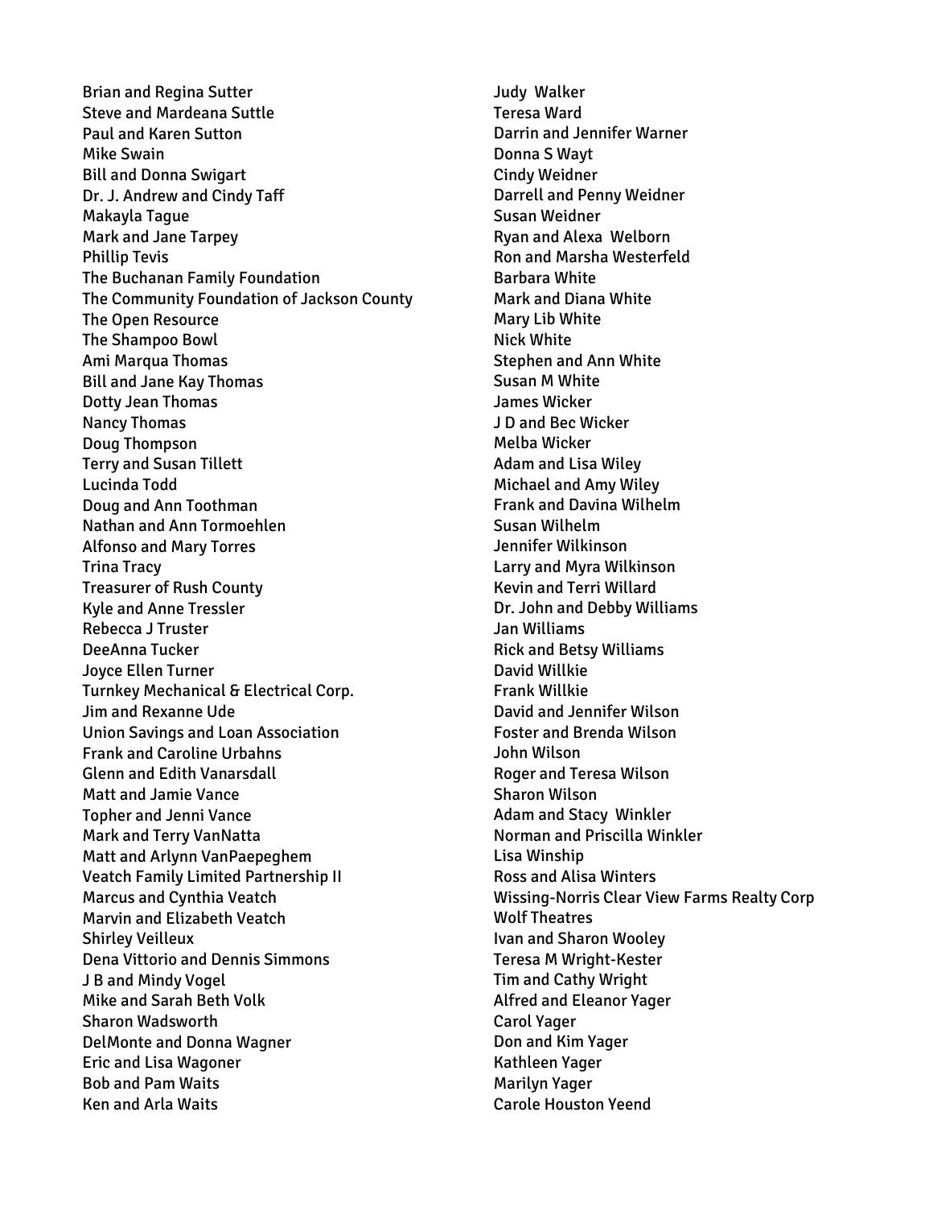Brian and Regina Sutter
Steve and Mardeana Suttle
Paul and Karen Sutton
Mike Swain
Bill and Donna Swigart
Dr. J. Andrew and Cindy Taff
Makayla Tague
Mark and Jane Tarpey
Phillip Tevis
The Buchanan Family Foundation
The Community Foundation of Jackson County
The Open Resource
The Shampoo Bowl
Ami Marqua Thomas
Bill and Jane Kay Thomas
Dotty Jean Thomas
Nancy Thomas
Doug Thompson
Terry and Susan Tillett
Lucinda Todd
Doug and Ann Toothman
Nathan and Ann Tormoehlen
Alfonso and Mary Torres
Trina Tracy
Treasurer of Rush County
Kyle and Anne Tressler
Rebecca J Truster
DeeAnna Tucker
Joyce Ellen Turner
Turnkey Mechanical & Electrical Corp.
Jim and Rexanne Ude
Union Savings and Loan Association
Frank and Caroline Urbahns
Glenn and Edith Vanarsdall
Matt and Jamie Vance
Topher and Jenni Vance
Mark and Terry VanNatta
Matt and Arlynn VanPaepeghem
Veatch Family Limited Partnership II
Marcus and Cynthia Veatch
Marvin and Elizabeth Veatch
Shirley Veilleux
Dena Vittorio and Dennis Simmons
J B and Mindy Vogel
Mike and Sarah Beth Volk
Sharon Wadsworth
DelMonte and Donna Wagner
Eric and Lisa Wagoner
Bob and Pam Waits
Ken and Arla Waits
Judy Walker
Teresa Ward
Darrin and Jennifer Warner
Donna S Wayt
Cindy Weidner
Darrell and Penny Weidner
Susan Weidner
Ryan and Alexa Welborn
Ron and Marsha Westerfeld
Barbara White
Mark and Diana White
Mary Lib White
Nick White
Stephen and Ann White
Susan M White
James Wicker
J D and Bec Wicker
Melba Wicker
Adam and Lisa Wiley
Michael and Amy Wiley
Frank and Davina Wilhelm
Susan Wilhelm
Jennifer Wilkinson
Larry and Myra Wilkinson
Kevin and Terri Willard
Dr. John and Debby Williams
Jan Williams
Rick and Betsy Williams
David Willkie
Frank Willkie
David and Jennifer Wilson
Foster and Brenda Wilson
John Wilson
Roger and Teresa Wilson
Sharon Wilson
Adam and Stacy Winkler
Norman and Priscilla Winkler
Lisa Winship
Ross and Alisa Winters
Wissing-Norris Clear View Farms Realty Corp
Wolf Theatres
Ivan and Sharon Wooley
Teresa M Wright-Kester
Tim and Cathy Wright
Alfred and Eleanor Yager
Carol Yager
Don and Kim Yager
Kathleen Yager
Marilyn Yager
Carole Houston Yeend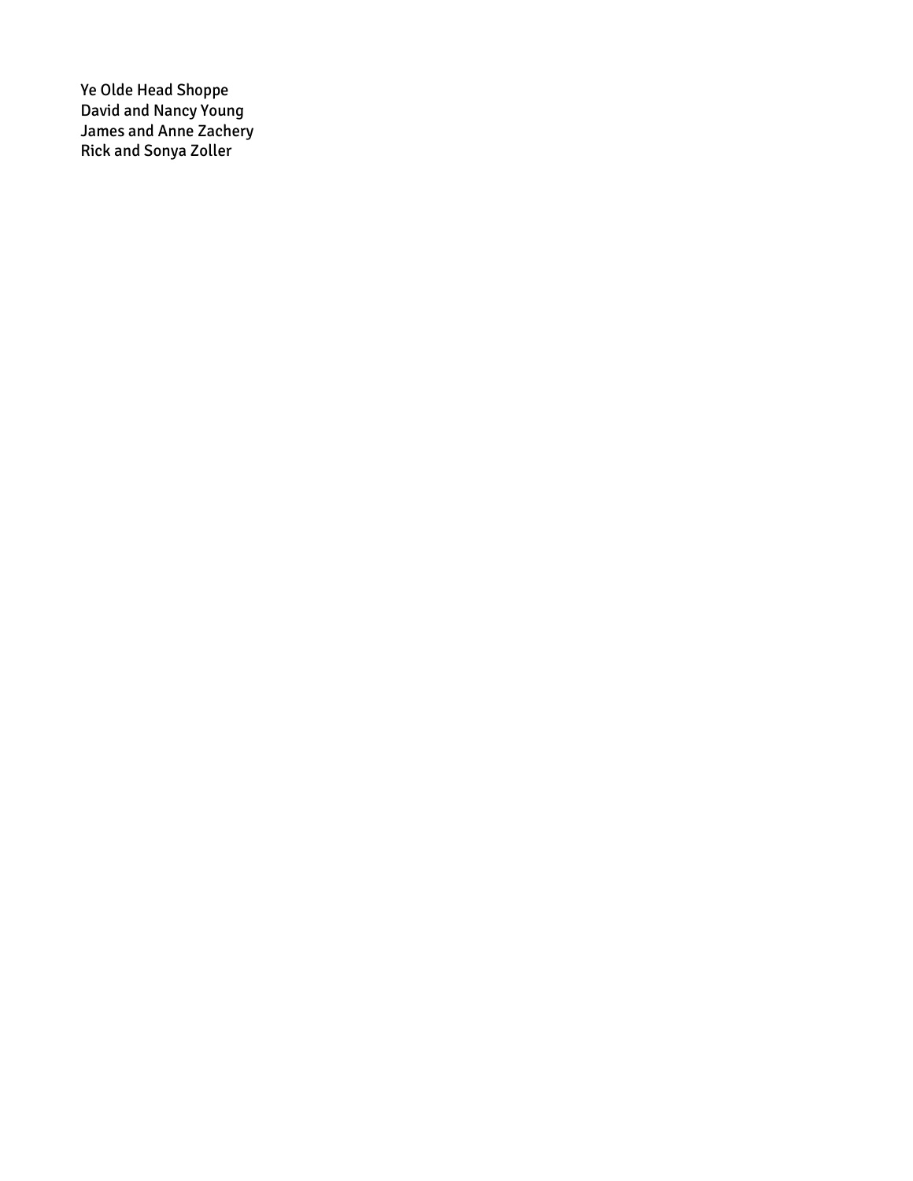Ye Olde Head Shoppe
David and Nancy Young
James and Anne Zachery
Rick and Sonya Zoller